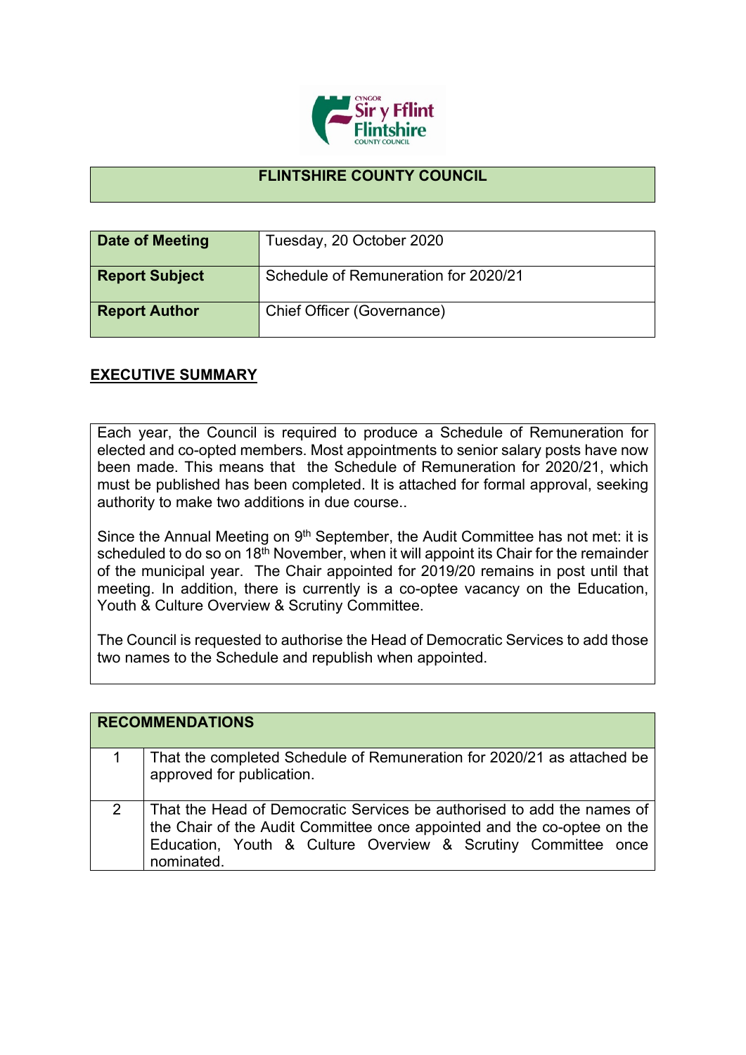# FLINTSHIRE COUNTY COUNCIL

| **Date of Meeting** | Tuesday, 20 October 2020 |
|---|---|
| **Report Subject** | Schedule of Remuneration for 2020/21 |
| **Report Author** | Chief Officer (Governance) |

## EXECUTIVE SUMMARY

Each year, the Council is required to produce a Schedule of Remuneration for elected and co-opted members. Most appointments to senior salary posts have now been made. This means that the Schedule of Remuneration for 2020/21, which must be published has been completed. It is attached for formal approval, seeking authority to make two additions in due course..

Since the Annual Meeting on 9th September, the Audit Committee has not met: it is scheduled to do so on 18th November, when it will appoint its Chair for the remainder of the municipal year. The Chair appointed for 2019/20 remains in post until that meeting. In addition, there is currently is a co-optee vacancy on the Education, Youth & Culture Overview & Scrutiny Committee.

The Council is requested to authorise the Head of Democratic Services to add those two names to the Schedule and republish when appointed.

| **RECOMMENDATIONS** | |
|---|---|
| 1 | That the completed Schedule of Remuneration for 2020/21 as attached be approved for publication. |
| 2 | That the Head of Democratic Services be authorised to add the names of the Chair of the Audit Committee once appointed and the co-optee on the Education, Youth & Culture Overview & Scrutiny Committee once nominated. |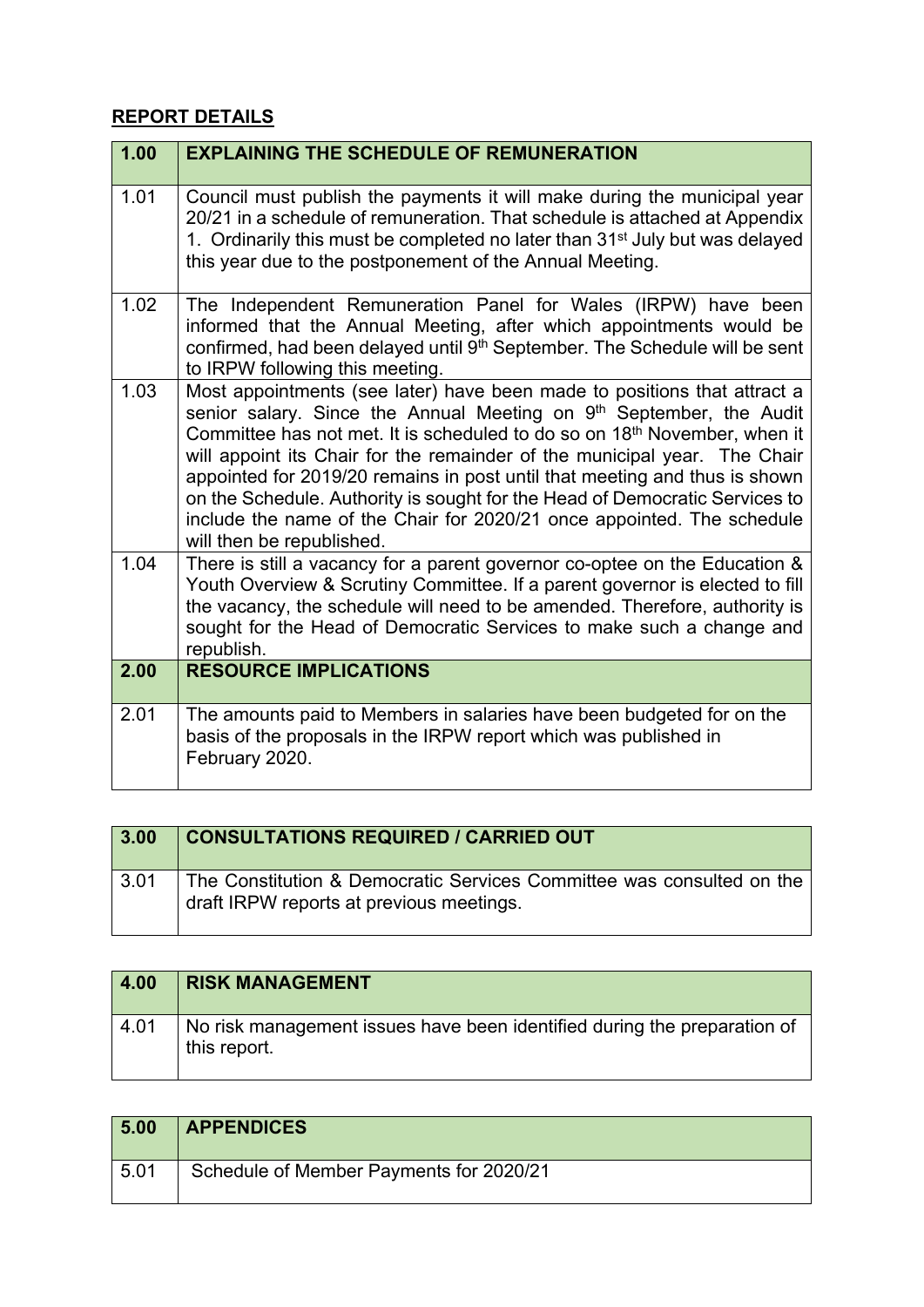## REPORT DETAILS

| 1.00 | EXPLAINING THE SCHEDULE OF REMUNERATION |
|---|---|
| 1.01 | Council must publish the payments it will make during the municipal year 20/21 in a schedule of remuneration. That schedule is attached at Appendix 1. Ordinarily this must be completed no later than 31st July but was delayed this year due to the postponement of the Annual Meeting. |
| 1.02 | The Independent Remuneration Panel for Wales (IRPW) have been informed that the Annual Meeting, after which appointments would be confirmed, had been delayed until 9th September. The Schedule will be sent to IRPW following this meeting. |
| 1.03 | Most appointments (see later) have been made to positions that attract a senior salary. Since the Annual Meeting on 9th September, the Audit Committee has not met. It is scheduled to do so on 18th November, when it will appoint its Chair for the remainder of the municipal year. The Chair appointed for 2019/20 remains in post until that meeting and thus is shown on the Schedule. Authority is sought for the Head of Democratic Services to include the name of the Chair for 2020/21 once appointed. The schedule will then be republished. |
| 1.04 | There is still a vacancy for a parent governor co-optee on the Education & Youth Overview & Scrutiny Committee. If a parent governor is elected to fill the vacancy, the schedule will need to be amended. Therefore, authority is sought for the Head of Democratic Services to make such a change and republish. |
| **2.00** | **RESOURCE IMPLICATIONS** |
| 2.01 | The amounts paid to Members in salaries have been budgeted for on the basis of the proposals in the IRPW report which was published in February 2020. |

| 3.00 | CONSULTATIONS REQUIRED / CARRIED OUT |
|---|---|
| 3.01 | The Constitution & Democratic Services Committee was consulted on the draft IRPW reports at previous meetings. |

| 4.00 | RISK MANAGEMENT |
|---|---|
| 4.01 | No risk management issues have been identified during the preparation of this report. |

| 5.00 | APPENDICES |
|---|---|
| 5.01 | Schedule of Member Payments for 2020/21 |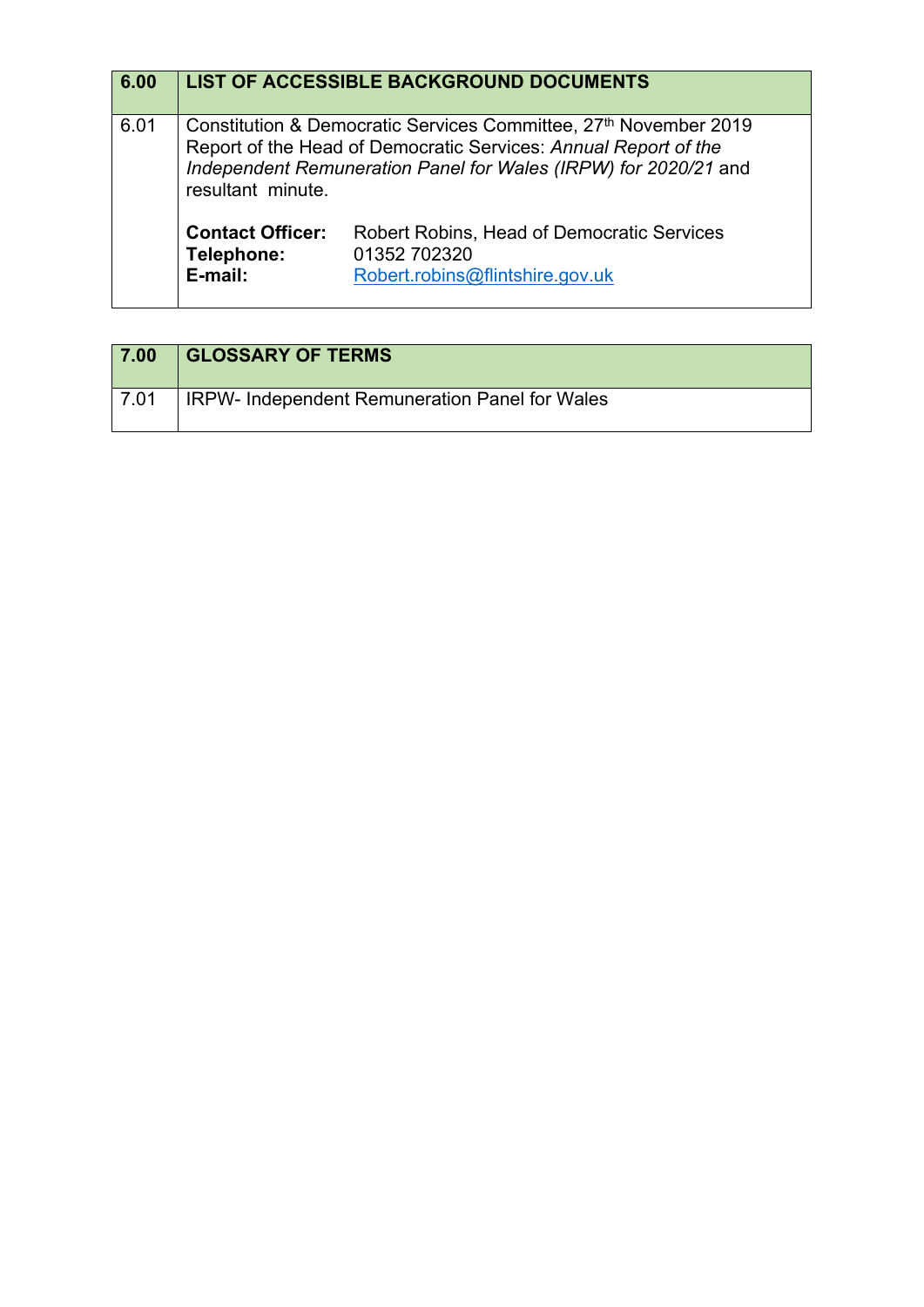| 6.00 | LIST OF ACCESSIBLE BACKGROUND DOCUMENTS |
|---|---|
| 6.01 | Constitution & Democratic Services Committee, 27th November 2019 Report of the Head of Democratic Services: *Annual Report of the Independent Remuneration Panel for Wales (IRPW) for 2020/21* and resultant minute.<br><br>**Contact Officer:** Robert Robins, Head of Democratic Services<br>**Telephone:** 01352 702320<br>**E-mail:** Robert.robins@flintshire.gov.uk |

| 7.00 | GLOSSARY OF TERMS |
|---|---|
| 7.01 | IRPW- Independent Remuneration Panel for Wales |